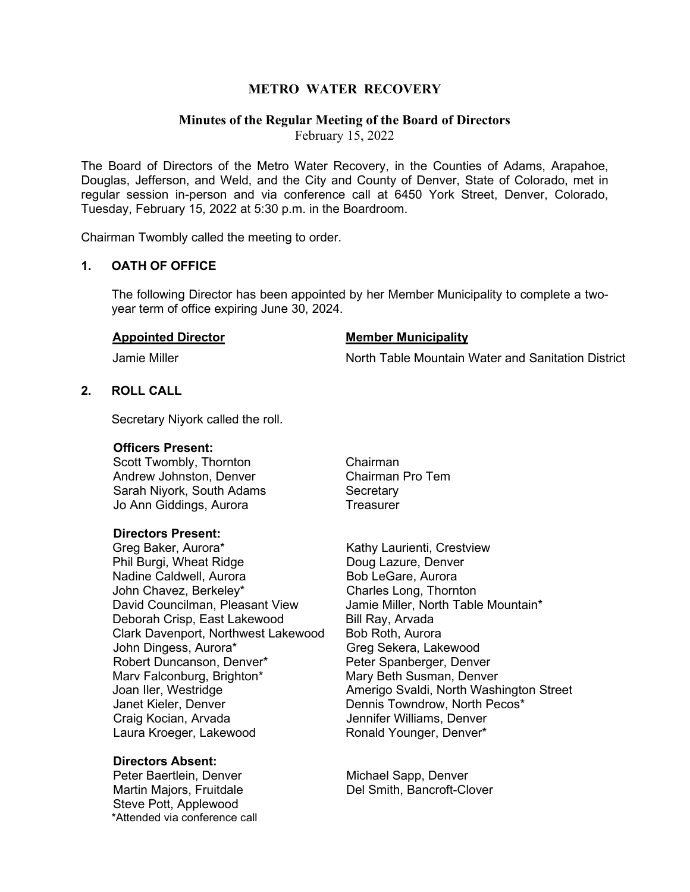# METRO WATER RECOVERY

## Minutes of the Regular Meeting of the Board of Directors

February 15, 2022

The Board of Directors of the Metro Water Recovery, in the Counties of Adams, Arapahoe, Douglas, Jefferson, and Weld, and the City and County of Denver, State of Colorado, met in regular session in-person and via conference call at 6450 York Street, Denver, Colorado, Tuesday, February 15, 2022 at 5:30 p.m. in the Boardroom.

Chairman Twombly called the meeting to order.

### 1. OATH OF OFFICE

The following Director has been appointed by her Member Municipality to complete a two-year term of office expiring June 30, 2024.

| Appointed Director | Member Municipality |
|---|---|
| Jamie Miller | North Table Mountain Water and Sanitation District |

### 2. ROLL CALL

Secretary Niyork called the roll.

**Officers Present:**

| | |
|---|---|
| Scott Twombly, Thornton | Chairman |
| Andrew Johnston, Denver | Chairman Pro Tem |
| Sarah Niyork, South Adams | Secretary |
| Jo Ann Giddings, Aurora | Treasurer |

**Directors Present:**

| | |
|---|---|
| Greg Baker, Aurora* | Kathy Laurienti, Crestview |
| Phil Burgi, Wheat Ridge | Doug Lazure, Denver |
| Nadine Caldwell, Aurora | Bob LeGare, Aurora |
| John Chavez, Berkeley* | Charles Long, Thornton |
| David Councilman, Pleasant View | Jamie Miller, North Table Mountain* |
| Deborah Crisp, East Lakewood | Bill Ray, Arvada |
| Clark Davenport, Northwest Lakewood | Bob Roth, Aurora |
| John Dingess, Aurora* | Greg Sekera, Lakewood |
| Robert Duncanson, Denver* | Peter Spanberger, Denver |
| Marv Falconburg, Brighton* | Mary Beth Susman, Denver |
| Joan Iler, Westridge | Amerigo Svaldi, North Washington Street |
| Janet Kieler, Denver | Dennis Towndrow, North Pecos* |
| Craig Kocian, Arvada | Jennifer Williams, Denver |
| Laura Kroeger, Lakewood | Ronald Younger, Denver* |

**Directors Absent:**

| | |
|---|---|
| Peter Baertlein, Denver | Michael Sapp, Denver |
| Martin Majors, Fruitdale | Del Smith, Bancroft-Clover |
| Steve Pott, Applewood | |

*Attended via conference call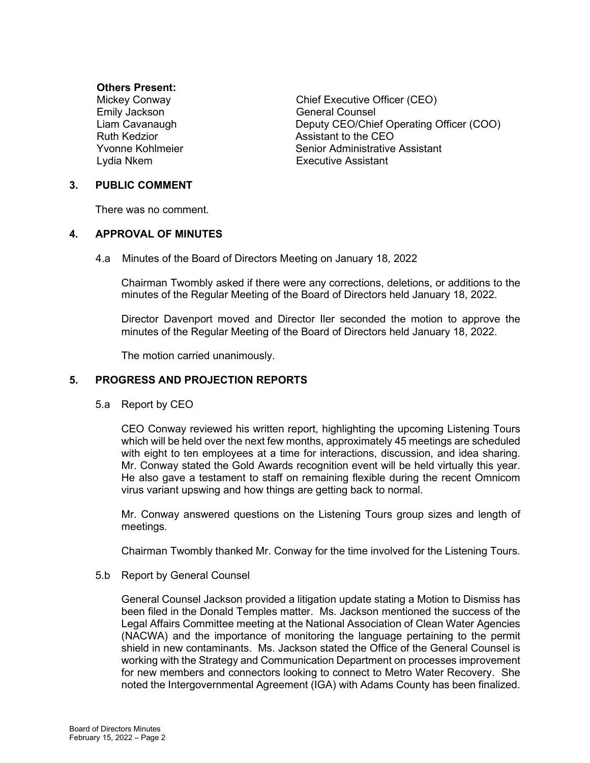**Others Present:**

| | |
|---|---|
| Mickey Conway | Chief Executive Officer (CEO) |
| Emily Jackson | General Counsel |
| Liam Cavanaugh | Deputy CEO/Chief Operating Officer (COO) |
| Ruth Kedzior | Assistant to the CEO |
| Yvonne Kohlmeier | Senior Administrative Assistant |
| Lydia Nkem | Executive Assistant |

## 3. PUBLIC COMMENT

There was no comment.

## 4. APPROVAL OF MINUTES

4.a Minutes of the Board of Directors Meeting on January 18, 2022

Chairman Twombly asked if there were any corrections, deletions, or additions to the minutes of the Regular Meeting of the Board of Directors held January 18, 2022.

Director Davenport moved and Director Iler seconded the motion to approve the minutes of the Regular Meeting of the Board of Directors held January 18, 2022.

The motion carried unanimously.

## 5. PROGRESS AND PROJECTION REPORTS

5.a Report by CEO

CEO Conway reviewed his written report, highlighting the upcoming Listening Tours which will be held over the next few months, approximately 45 meetings are scheduled with eight to ten employees at a time for interactions, discussion, and idea sharing. Mr. Conway stated the Gold Awards recognition event will be held virtually this year. He also gave a testament to staff on remaining flexible during the recent Omnicom virus variant upswing and how things are getting back to normal.

Mr. Conway answered questions on the Listening Tours group sizes and length of meetings.

Chairman Twombly thanked Mr. Conway for the time involved for the Listening Tours.

5.b Report by General Counsel

General Counsel Jackson provided a litigation update stating a Motion to Dismiss has been filed in the Donald Temples matter. Ms. Jackson mentioned the success of the Legal Affairs Committee meeting at the National Association of Clean Water Agencies (NACWA) and the importance of monitoring the language pertaining to the permit shield in new contaminants. Ms. Jackson stated the Office of the General Counsel is working with the Strategy and Communication Department on processes improvement for new members and connectors looking to connect to Metro Water Recovery. She noted the Intergovernmental Agreement (IGA) with Adams County has been finalized.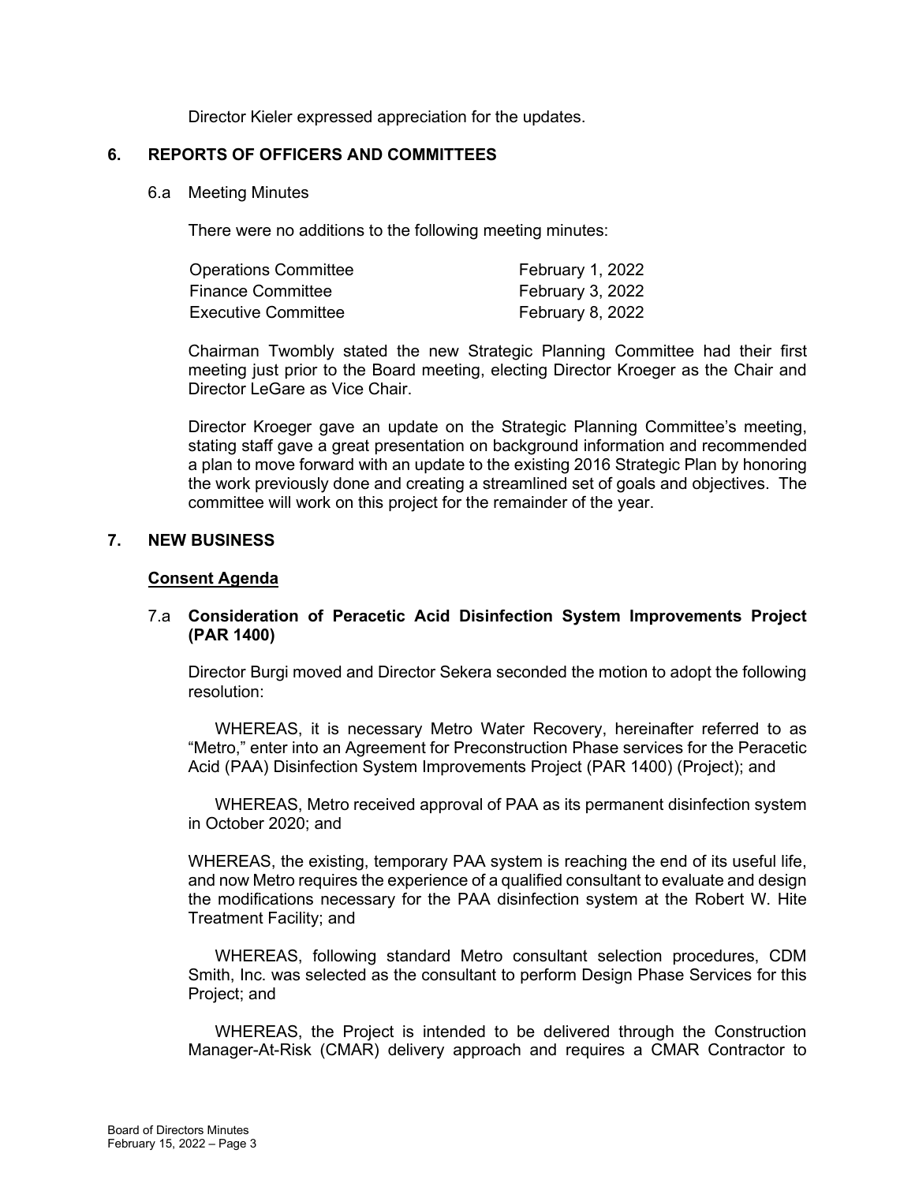Director Kieler expressed appreciation for the updates.

## 6. REPORTS OF OFFICERS AND COMMITTEES

6.a Meeting Minutes

There were no additions to the following meeting minutes:

| | |
|---|---|
| Operations Committee | February 1, 2022 |
| Finance Committee | February 3, 2022 |
| Executive Committee | February 8, 2022 |

Chairman Twombly stated the new Strategic Planning Committee had their first meeting just prior to the Board meeting, electing Director Kroeger as the Chair and Director LeGare as Vice Chair.

Director Kroeger gave an update on the Strategic Planning Committee's meeting, stating staff gave a great presentation on background information and recommended a plan to move forward with an update to the existing 2016 Strategic Plan by honoring the work previously done and creating a streamlined set of goals and objectives. The committee will work on this project for the remainder of the year.

## 7. NEW BUSINESS

**Consent Agenda**

7.a **Consideration of Peracetic Acid Disinfection System Improvements Project (PAR 1400)**

Director Burgi moved and Director Sekera seconded the motion to adopt the following resolution:

WHEREAS, it is necessary Metro Water Recovery, hereinafter referred to as "Metro," enter into an Agreement for Preconstruction Phase services for the Peracetic Acid (PAA) Disinfection System Improvements Project (PAR 1400) (Project); and

WHEREAS, Metro received approval of PAA as its permanent disinfection system in October 2020; and

WHEREAS, the existing, temporary PAA system is reaching the end of its useful life, and now Metro requires the experience of a qualified consultant to evaluate and design the modifications necessary for the PAA disinfection system at the Robert W. Hite Treatment Facility; and

WHEREAS, following standard Metro consultant selection procedures, CDM Smith, Inc. was selected as the consultant to perform Design Phase Services for this Project; and

WHEREAS, the Project is intended to be delivered through the Construction Manager-At-Risk (CMAR) delivery approach and requires a CMAR Contractor to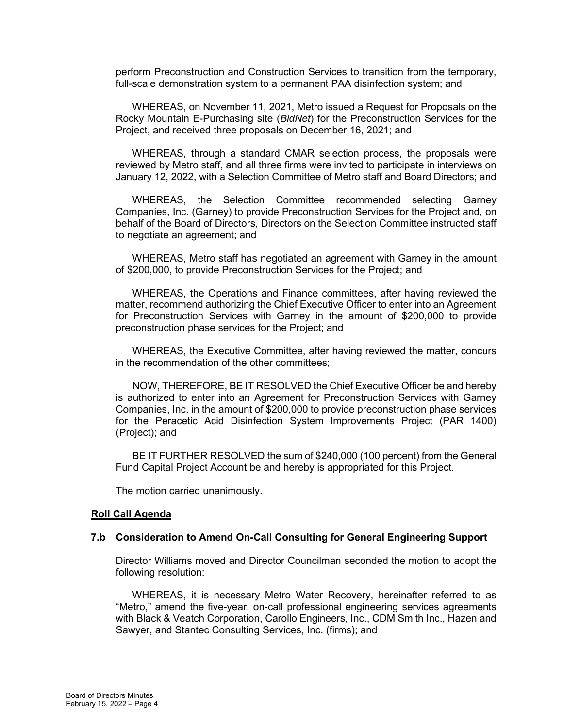perform Preconstruction and Construction Services to transition from the temporary, full-scale demonstration system to a permanent PAA disinfection system; and

WHEREAS, on November 11, 2021, Metro issued a Request for Proposals on the Rocky Mountain E-Purchasing site (*BidNet*) for the Preconstruction Services for the Project, and received three proposals on December 16, 2021; and

WHEREAS, through a standard CMAR selection process, the proposals were reviewed by Metro staff, and all three firms were invited to participate in interviews on January 12, 2022, with a Selection Committee of Metro staff and Board Directors; and

WHEREAS, the Selection Committee recommended selecting Garney Companies, Inc. (Garney) to provide Preconstruction Services for the Project and, on behalf of the Board of Directors, Directors on the Selection Committee instructed staff to negotiate an agreement; and

WHEREAS, Metro staff has negotiated an agreement with Garney in the amount of $200,000, to provide Preconstruction Services for the Project; and

WHEREAS, the Operations and Finance committees, after having reviewed the matter, recommend authorizing the Chief Executive Officer to enter into an Agreement for Preconstruction Services with Garney in the amount of $200,000 to provide preconstruction phase services for the Project; and

WHEREAS, the Executive Committee, after having reviewed the matter, concurs in the recommendation of the other committees;

NOW, THEREFORE, BE IT RESOLVED the Chief Executive Officer be and hereby is authorized to enter into an Agreement for Preconstruction Services with Garney Companies, Inc. in the amount of $200,000 to provide preconstruction phase services for the Peracetic Acid Disinfection System Improvements Project (PAR 1400) (Project); and

BE IT FURTHER RESOLVED the sum of $240,000 (100 percent) from the General Fund Capital Project Account be and hereby is appropriated for this Project.

The motion carried unanimously.

**Roll Call Agenda**

### 7.b Consideration to Amend On-Call Consulting for General Engineering Support

Director Williams moved and Director Councilman seconded the motion to adopt the following resolution:

WHEREAS, it is necessary Metro Water Recovery, hereinafter referred to as "Metro," amend the five-year, on-call professional engineering services agreements with Black & Veatch Corporation, Carollo Engineers, Inc., CDM Smith Inc., Hazen and Sawyer, and Stantec Consulting Services, Inc. (firms); and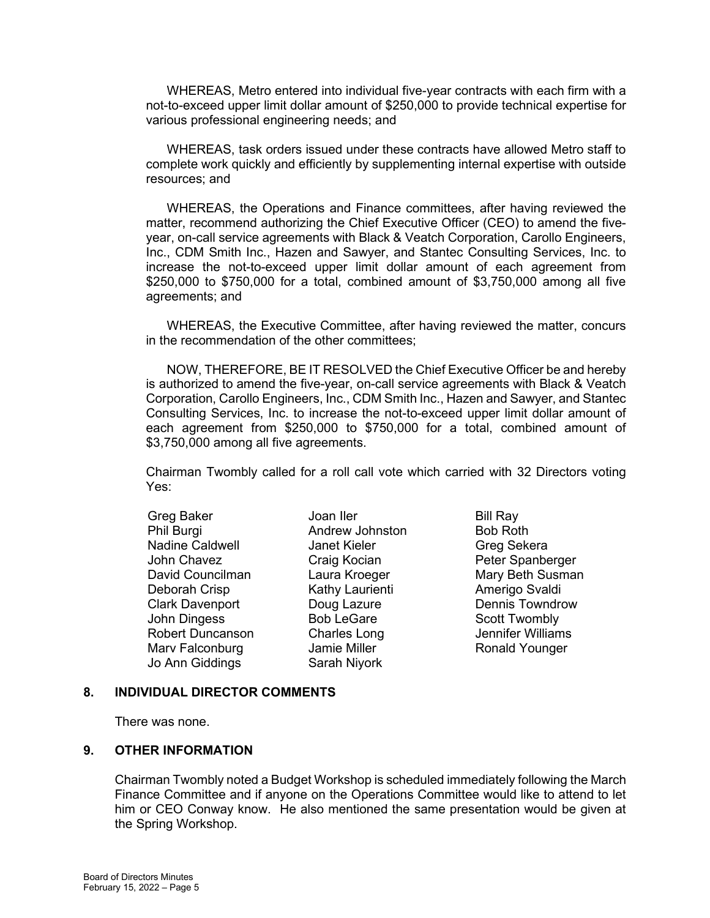WHEREAS, Metro entered into individual five-year contracts with each firm with a not-to-exceed upper limit dollar amount of $250,000 to provide technical expertise for various professional engineering needs; and

WHEREAS, task orders issued under these contracts have allowed Metro staff to complete work quickly and efficiently by supplementing internal expertise with outside resources; and

WHEREAS, the Operations and Finance committees, after having reviewed the matter, recommend authorizing the Chief Executive Officer (CEO) to amend the five-year, on-call service agreements with Black & Veatch Corporation, Carollo Engineers, Inc., CDM Smith Inc., Hazen and Sawyer, and Stantec Consulting Services, Inc. to increase the not-to-exceed upper limit dollar amount of each agreement from $250,000 to $750,000 for a total, combined amount of $3,750,000 among all five agreements; and

WHEREAS, the Executive Committee, after having reviewed the matter, concurs in the recommendation of the other committees;

NOW, THEREFORE, BE IT RESOLVED the Chief Executive Officer be and hereby is authorized to amend the five-year, on-call service agreements with Black & Veatch Corporation, Carollo Engineers, Inc., CDM Smith Inc., Hazen and Sawyer, and Stantec Consulting Services, Inc. to increase the not-to-exceed upper limit dollar amount of each agreement from $250,000 to $750,000 for a total, combined amount of $3,750,000 among all five agreements.

Chairman Twombly called for a roll call vote which carried with 32 Directors voting Yes:

| | | |
|---|---|---|
| Greg Baker | Joan Iler | Bill Ray |
| Phil Burgi | Andrew Johnston | Bob Roth |
| Nadine Caldwell | Janet Kieler | Greg Sekera |
| John Chavez | Craig Kocian | Peter Spanberger |
| David Councilman | Laura Kroeger | Mary Beth Susman |
| Deborah Crisp | Kathy Laurienti | Amerigo Svaldi |
| Clark Davenport | Doug Lazure | Dennis Towndrow |
| John Dingess | Bob LeGare | Scott Twombly |
| Robert Duncanson | Charles Long | Jennifer Williams |
| Marv Falconburg | Jamie Miller | Ronald Younger |
| Jo Ann Giddings | Sarah Niyork | |

## 8. INDIVIDUAL DIRECTOR COMMENTS

There was none.

## 9. OTHER INFORMATION

Chairman Twombly noted a Budget Workshop is scheduled immediately following the March Finance Committee and if anyone on the Operations Committee would like to attend to let him or CEO Conway know. He also mentioned the same presentation would be given at the Spring Workshop.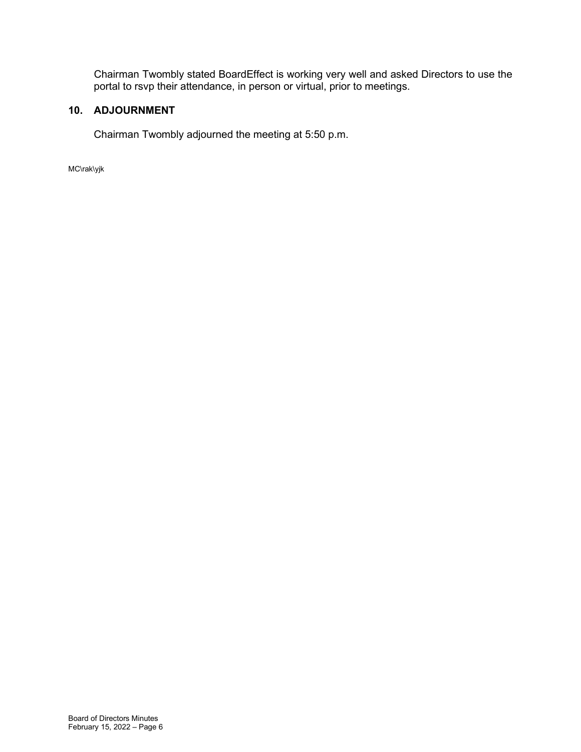Chairman Twombly stated BoardEffect is working very well and asked Directors to use the portal to rsvp their attendance, in person or virtual, prior to meetings.

## 10. ADJOURNMENT

Chairman Twombly adjourned the meeting at 5:50 p.m.

MC\rak\yjk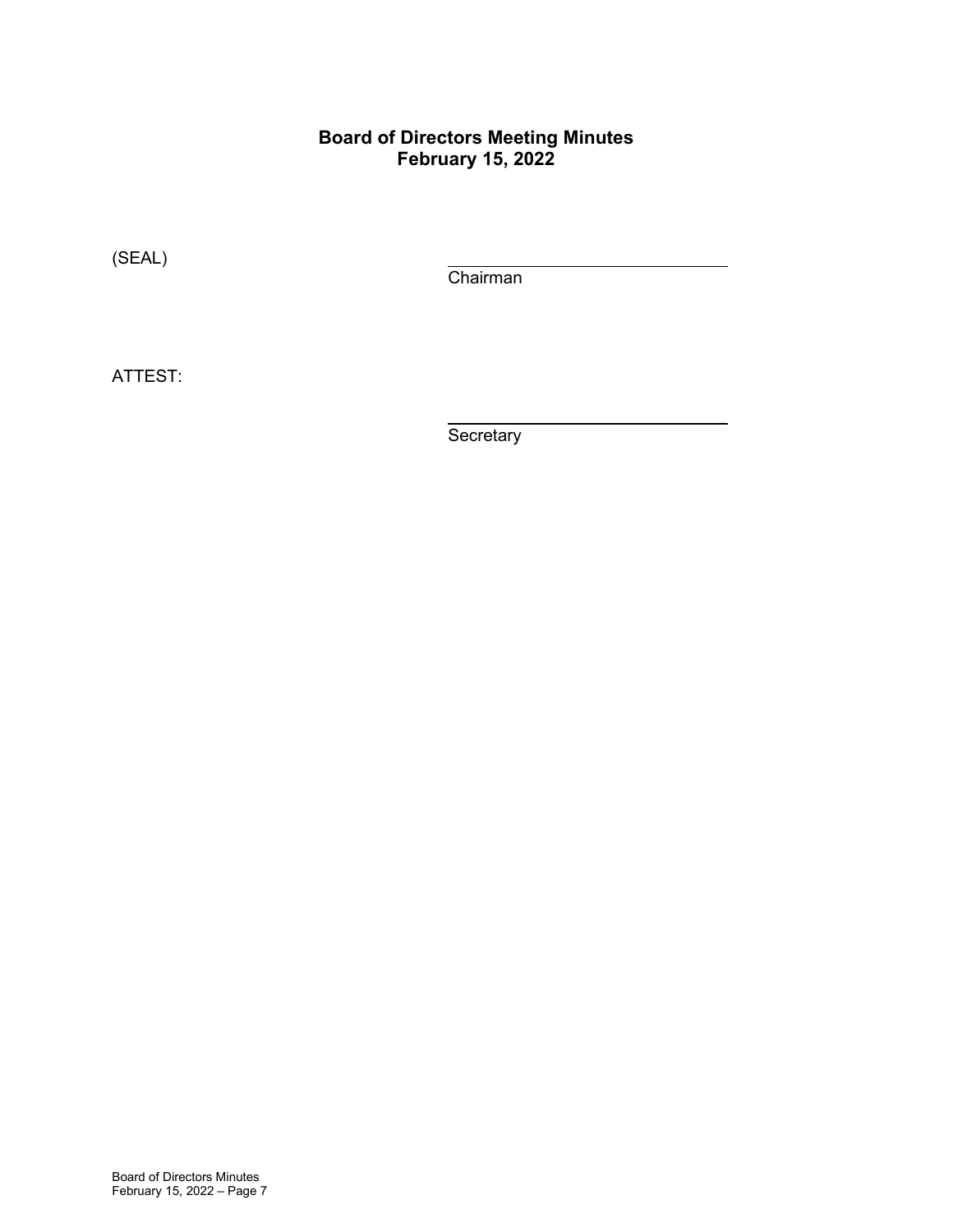**Board of Directors Meeting Minutes**
**February 15, 2022**

(SEAL)

\_\_\_\_\_\_\_\_\_\_\_\_\_\_\_\_\_\_\_\_\_\_\_\_\_\_\_\_\_\_
Chairman

ATTEST:

\_\_\_\_\_\_\_\_\_\_\_\_\_\_\_\_\_\_\_\_\_\_\_\_\_\_\_\_\_\_
Secretary